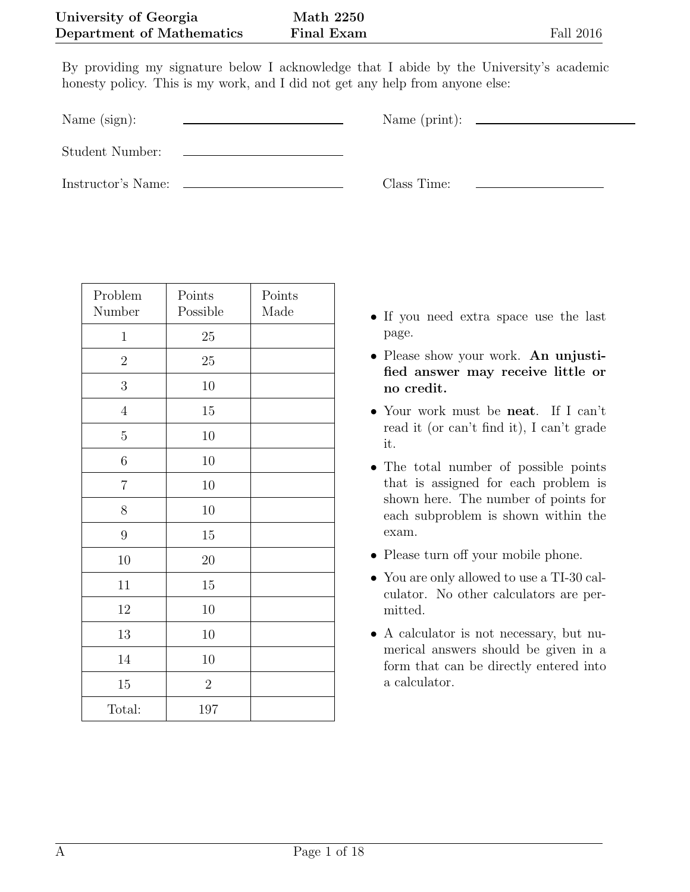**University of Georgia** **Math 2250** 
**Department of Mathematics** **Final Exam** Fall 2016

By providing my signature below I acknowledge that I abide by the University's academic honesty policy. This is my work, and I did not get any help from anyone else:

Name (sign): ______________________ Name (print): ______________________

Student Number: ______________________

Instructor's Name: ______________________ Class Time: ______________________

| Problem Number | Points Possible | Points Made |
|---|---|---|
| 1 | 25 | |
| 2 | 25 | |
| 3 | 10 | |
| 4 | 15 | |
| 5 | 10 | |
| 6 | 10 | |
| 7 | 10 | |
| 8 | 10 | |
| 9 | 15 | |
| 10 | 20 | |
| 11 | 15 | |
| 12 | 10 | |
| 13 | 10 | |
| 14 | 10 | |
| 15 | 2 | |
| Total: | 197 | |

- If you need extra space use the last page.
- Please show your work. **An unjustified answer may receive little or no credit.**
- Your work must be **neat**. If I can't read it (or can't find it), I can't grade it.
- The total number of possible points that is assigned for each problem is shown here. The number of points for each subproblem is shown within the exam.
- Please turn off your mobile phone.
- You are only allowed to use a TI-30 calculator. No other calculators are permitted.
- A calculator is not necessary, but numerical answers should be given in a form that can be directly entered into a calculator.

A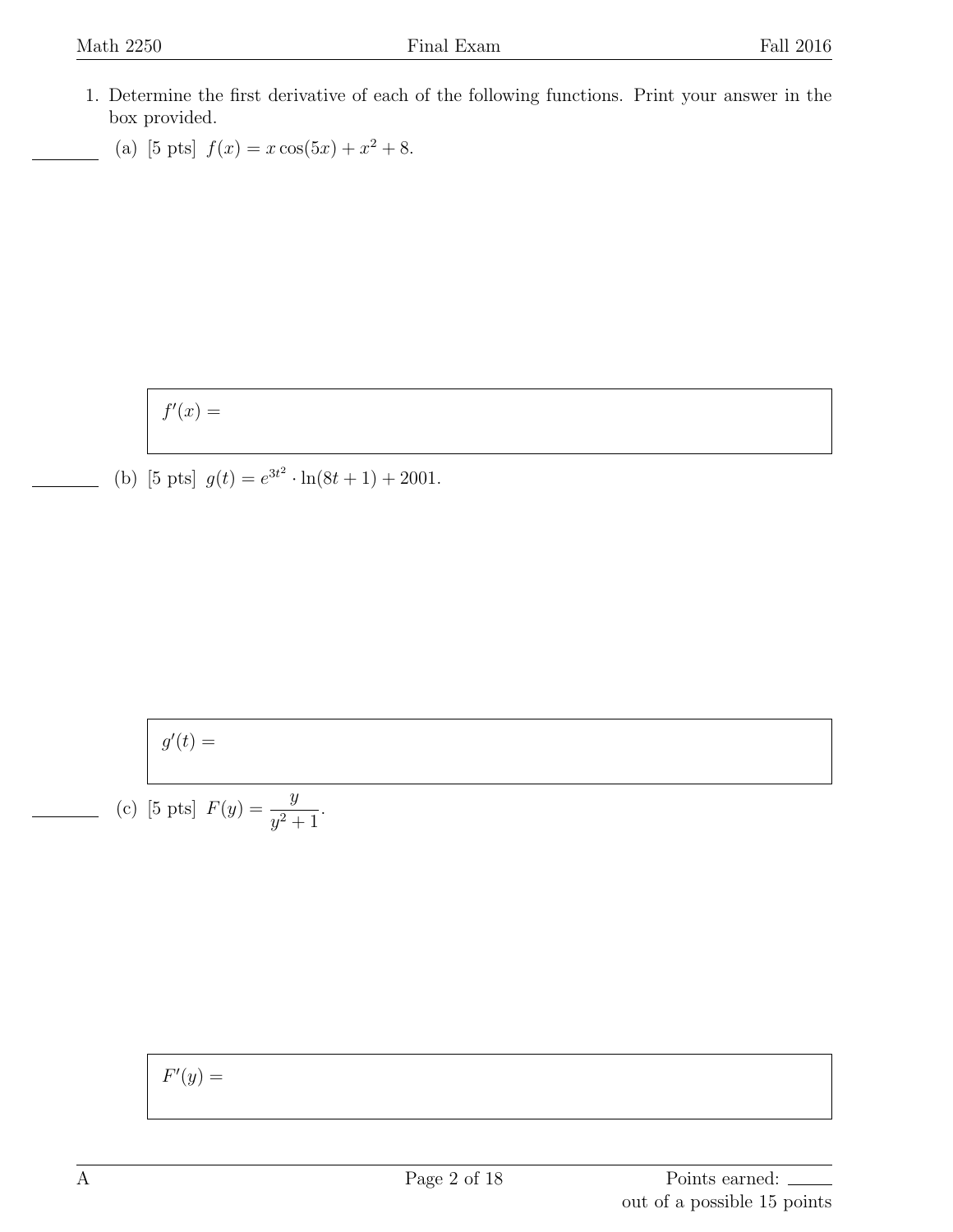1. Determine the first derivative of each of the following functions. Print your answer in the box provided.

   (a) [5 pts] $f(x) = x\cos(5x) + x^2 + 8$.

   $f'(x) =$

   (b) [5 pts] $g(t) = e^{3t^2} \cdot \ln(8t+1) + 2001$.

   $g'(t) =$

   (c) [5 pts] $F(y) = \dfrac{y}{y^2+1}$.

   $F'(y) =$

Points earned: ____ out of a possible 15 points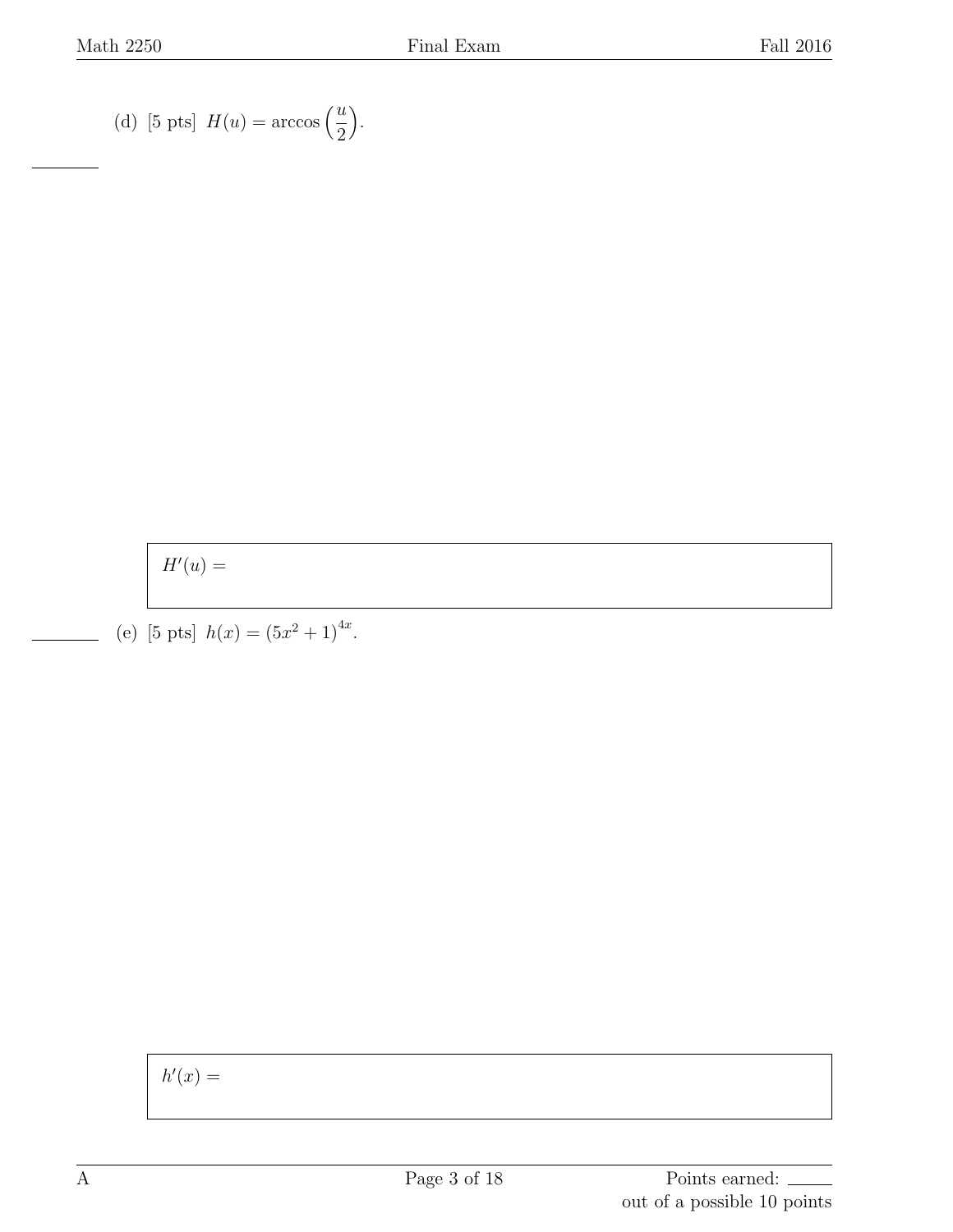(d) [5 pts] $H(u) = \arccos\left(\dfrac{u}{2}\right)$.

$H'(u) =$

(e) [5 pts] $h(x) = (5x^2 + 1)^{4x}$.

$h'(x) =$

Points earned: ______ out of a possible 10 points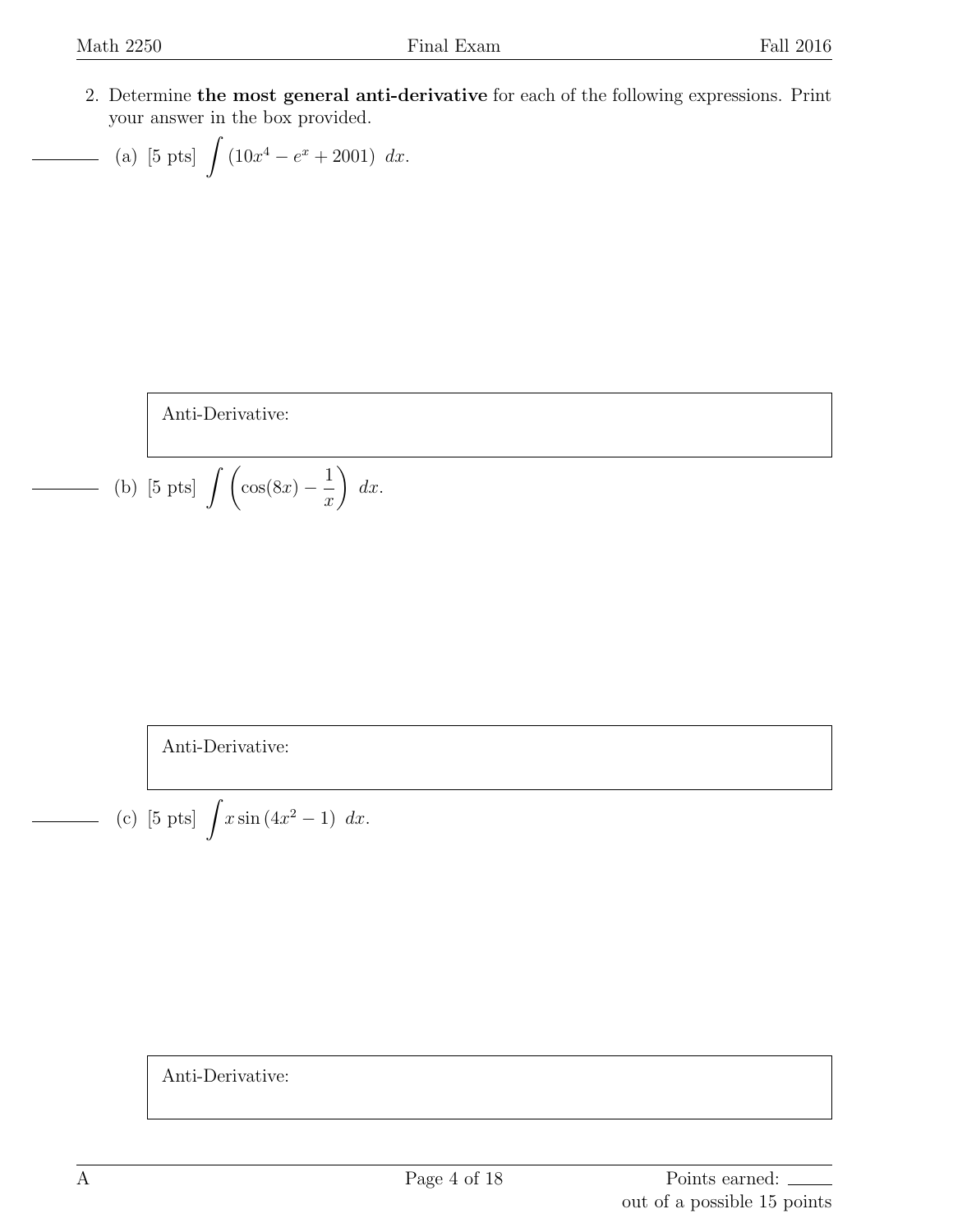2. Determine **the most general anti-derivative** for each of the following expressions. Print your answer in the box provided.

   (a) [5 pts] $\displaystyle\int \left(10x^4 - e^x + 2001\right)\ dx.$

   Anti-Derivative:

   (b) [5 pts] $\displaystyle\int \left(\cos(8x) - \frac{1}{x}\right)\ dx.$

   Anti-Derivative:

   (c) [5 pts] $\displaystyle\int x\sin\left(4x^2 - 1\right)\ dx.$

   Anti-Derivative:

Points earned: ____ out of a possible 15 points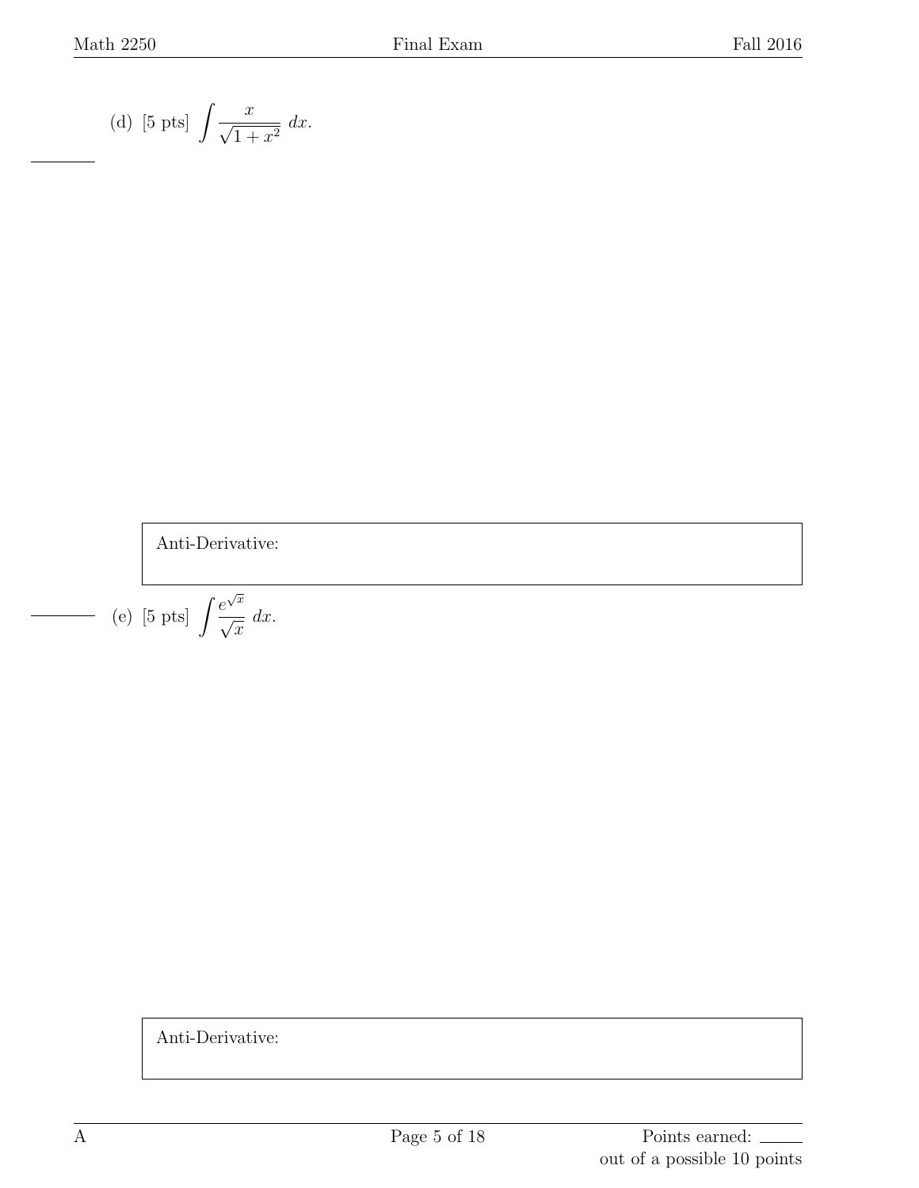(d) [5 pts] $\displaystyle\int \frac{x}{\sqrt{1+x^2}}\,dx$.

Anti-Derivative:

(e) [5 pts] $\displaystyle\int \frac{e^{\sqrt{x}}}{\sqrt{x}}\,dx$.

Anti-Derivative:

A

Points earned: ______ out of a possible 10 points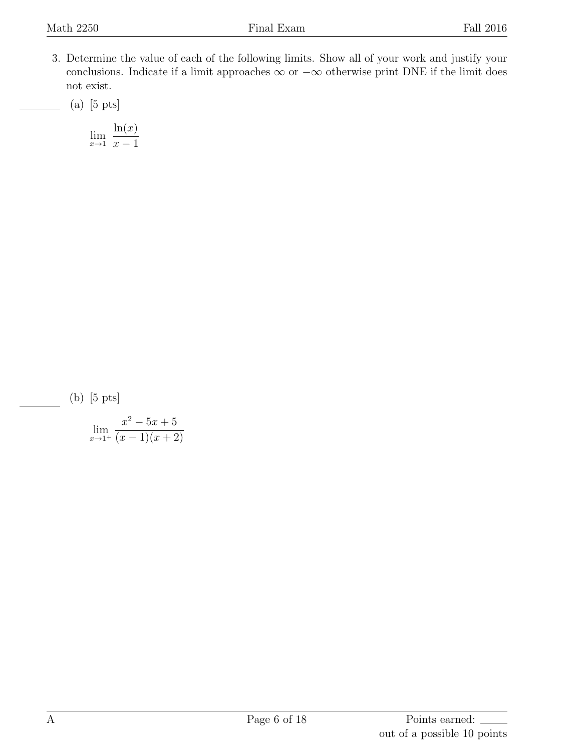3. Determine the value of each of the following limits. Show all of your work and justify your conclusions. Indicate if a limit approaches $\infty$ or $-\infty$ otherwise print DNE if the limit does not exist.

______ (a) [5 pts]

$$\lim_{x \to 1} \frac{\ln(x)}{x-1}$$

______ (b) [5 pts]

$$\lim_{x \to 1^+} \frac{x^2 - 5x + 5}{(x-1)(x+2)}$$

Points earned: ______ out of a possible 10 points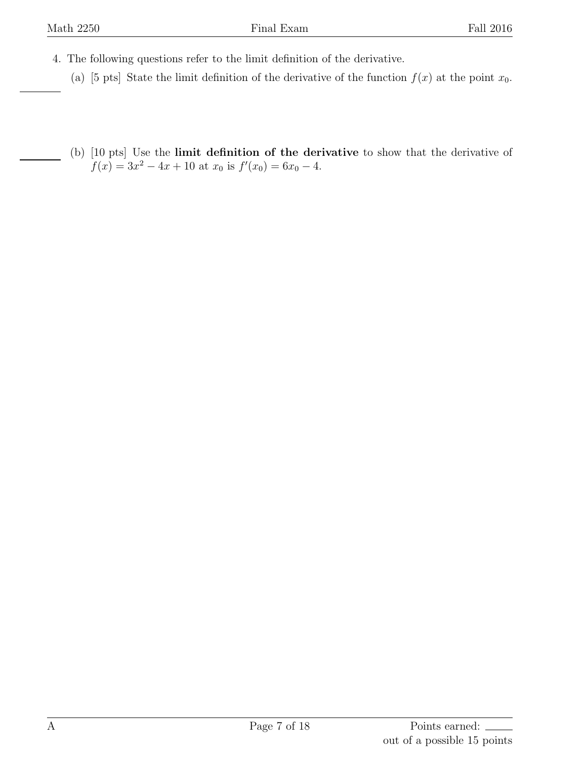4. The following questions refer to the limit definition of the derivative.

   (a) [5 pts] State the limit definition of the derivative of the function $f(x)$ at the point $x_0$.

   (b) [10 pts] Use the **limit definition of the derivative** to show that the derivative of $f(x) = 3x^2 - 4x + 10$ at $x_0$ is $f'(x_0) = 6x_0 - 4$.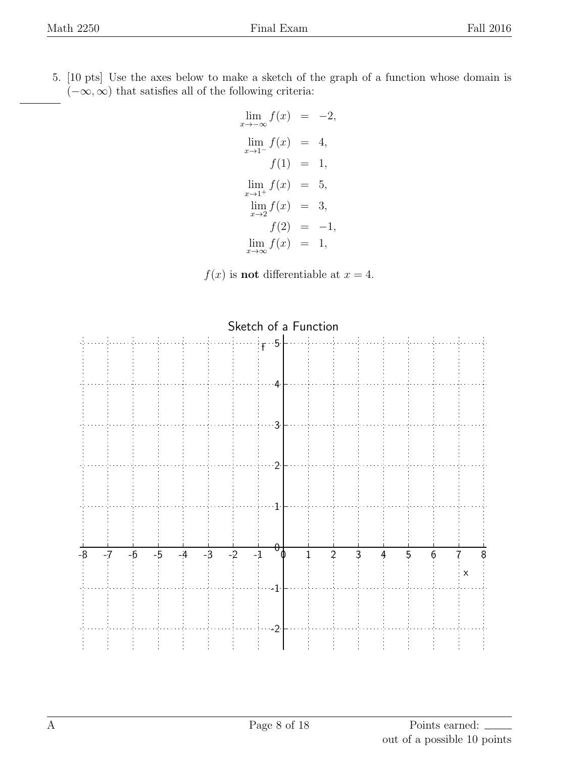5. [10 pts] Use the axes below to make a sketch of the graph of a function whose domain is $(-\infty, \infty)$ that satisfies all of the following criteria:

$$
\begin{aligned}
\lim_{x\to-\infty} f(x) &= -2, \\
\lim_{x\to 1^-} f(x) &= 4, \\
f(1) &= 1, \\
\lim_{x\to 1^+} f(x) &= 5, \\
\lim_{x\to 2} f(x) &= 3, \\
f(2) &= -1, \\
\lim_{x\to\infty} f(x) &= 1,
\end{aligned}
$$

$f(x)$ is **not** differentiable at $x = 4$.

Sketch of a Function

Points earned: ____ out of a possible 10 points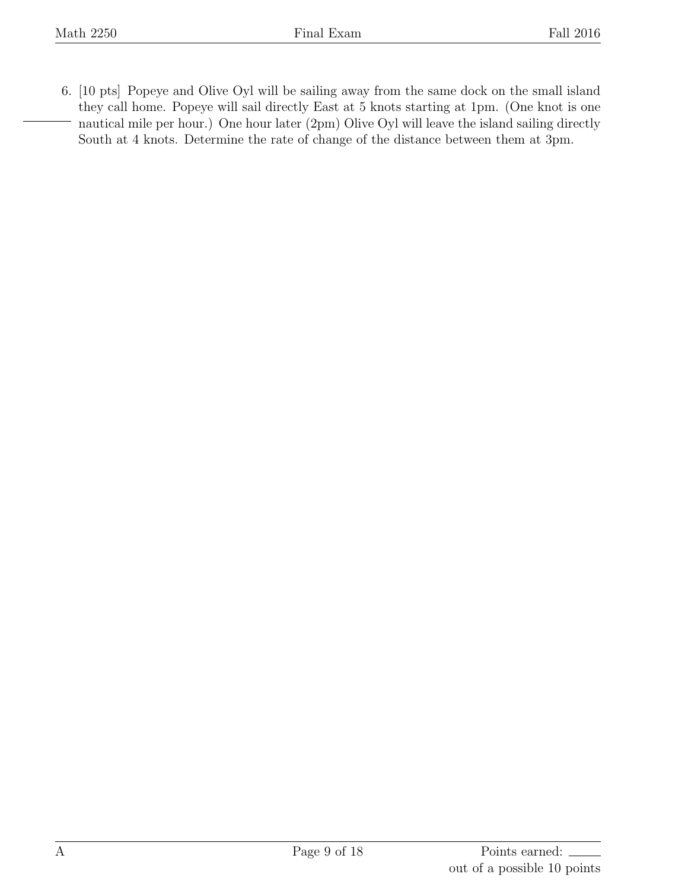6. [10 pts] Popeye and Olive Oyl will be sailing away from the same dock on the small island they call home. Popeye will sail directly East at 5 knots starting at 1pm. (One knot is one nautical mile per hour.) One hour later (2pm) Olive Oyl will leave the island sailing directly South at 4 knots. Determine the rate of change of the distance between them at 3pm.

Points earned: \_\_\_\_\_ out of a possible 10 points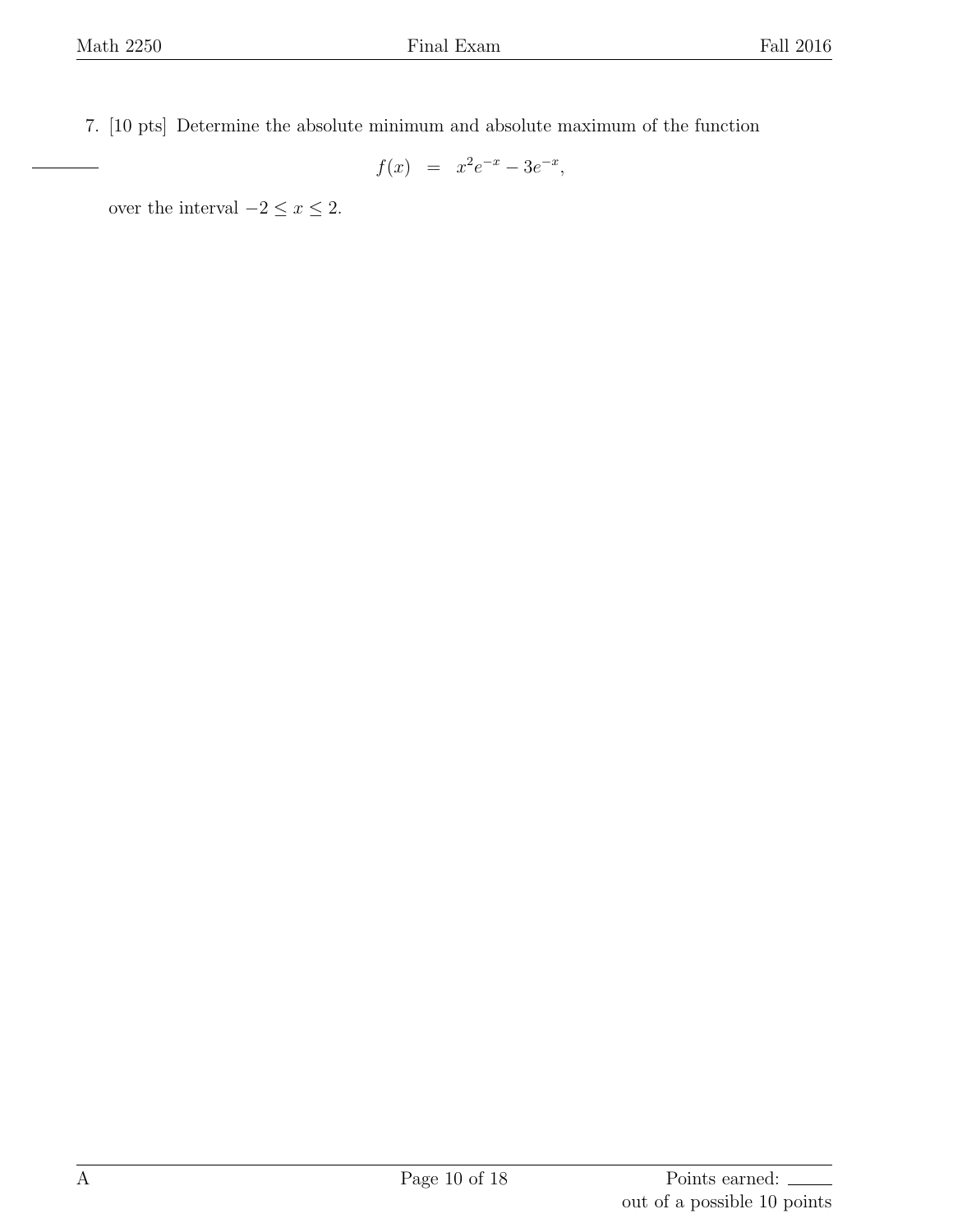7. [10 pts] Determine the absolute minimum and absolute maximum of the function

$$f(x) \;=\; x^2 e^{-x} - 3e^{-x},$$

over the interval $-2 \leq x \leq 2$.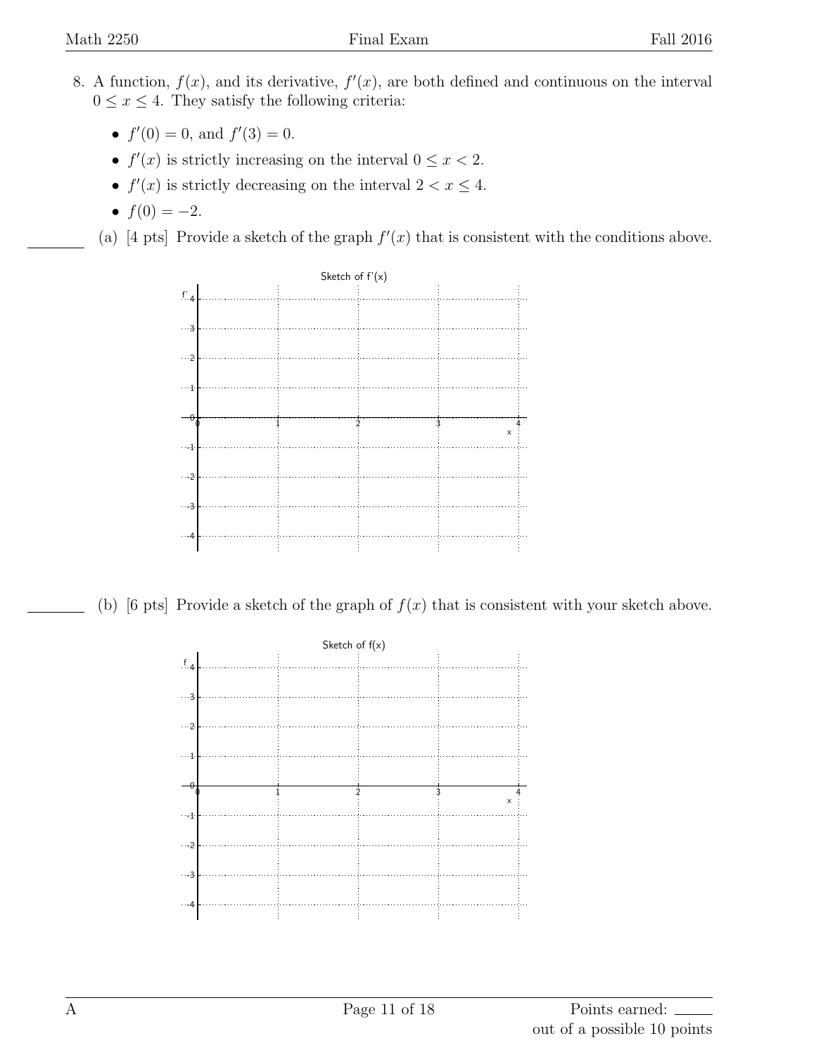8. A function, $f(x)$, and its derivative, $f'(x)$, are both defined and continuous on the interval $0 \leq x \leq 4$. They satisfy the following criteria:

   - $f'(0) = 0$, and $f'(3) = 0$.
   - $f'(x)$ is strictly increasing on the interval $0 \leq x < 2$.
   - $f'(x)$ is strictly decreasing on the interval $2 < x \leq 4$.
   - $f(0) = -2$.

_______ (a) [4 pts] Provide a sketch of the graph $f'(x)$ that is consistent with the conditions above.

Sketch of f'(x)

_______ (b) [6 pts] Provide a sketch of the graph of $f(x)$ that is consistent with your sketch above.

Sketch of f(x)

Points earned: _____ out of a possible 10 points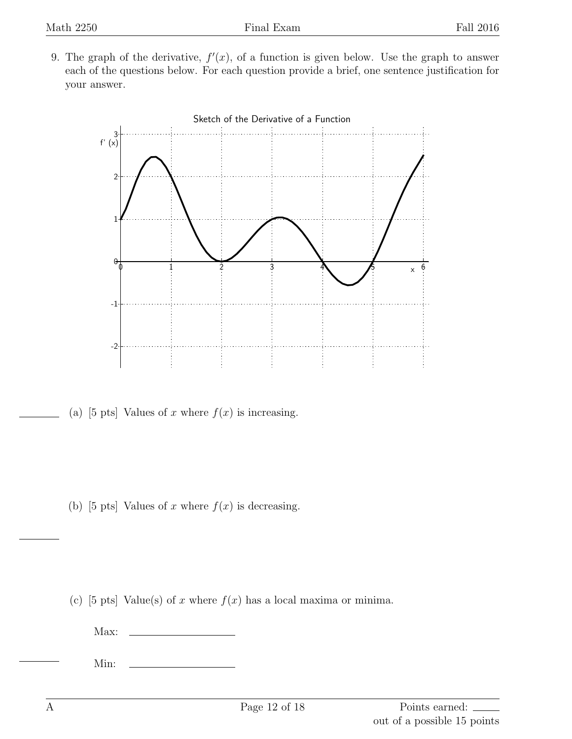9. The graph of the derivative, $f'(x)$, of a function is given below. Use the graph to answer each of the questions below. For each question provide a brief, one sentence justification for your answer.

(a) [5 pts] Values of $x$ where $f(x)$ is increasing.

(b) [5 pts] Values of $x$ where $f(x)$ is decreasing.

(c) [5 pts] Value(s) of $x$ where $f(x)$ has a local maxima or minima.

Max: ____________________

Min: ____________________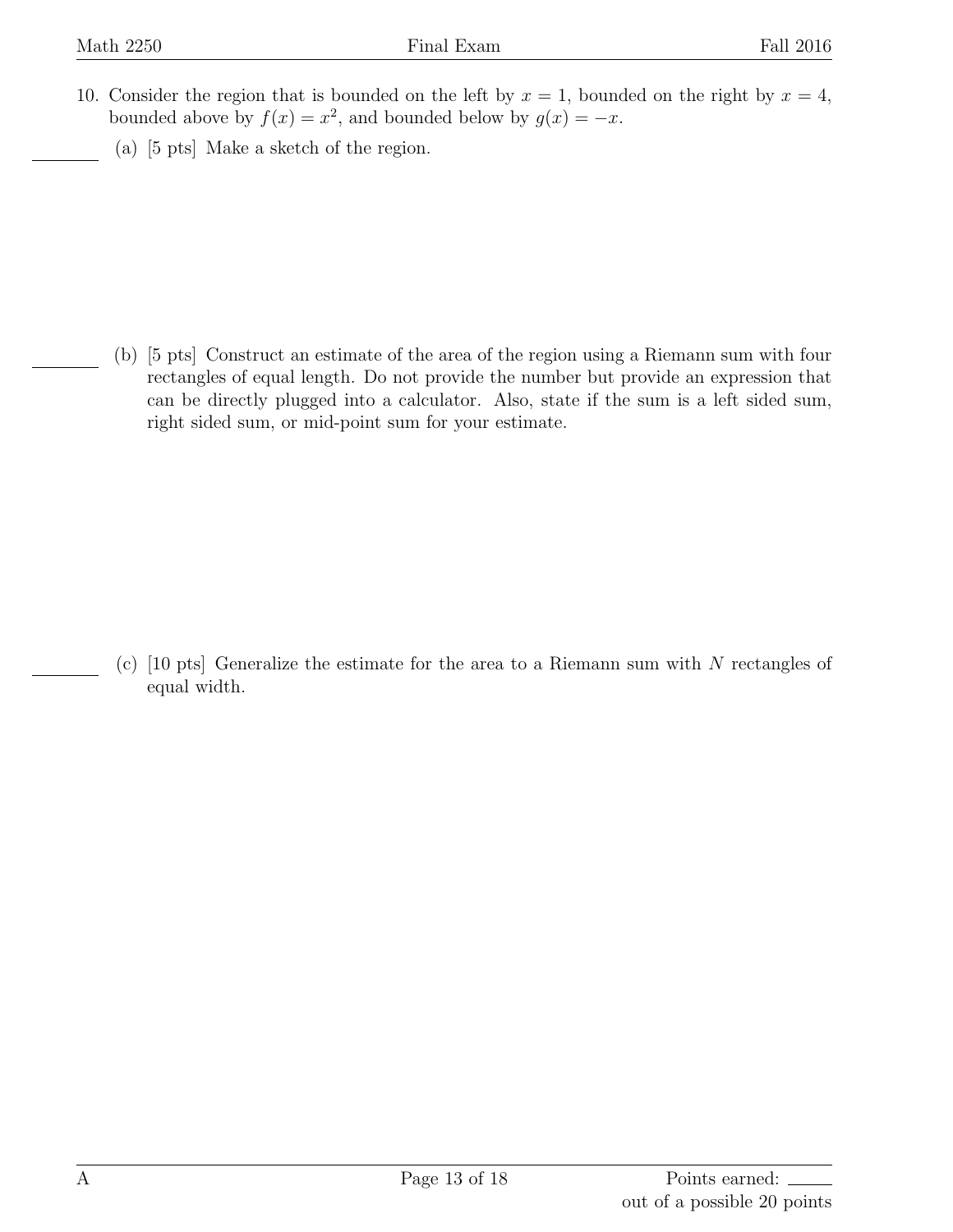10. Consider the region that is bounded on the left by $x = 1$, bounded on the right by $x = 4$, bounded above by $f(x) = x^2$, and bounded below by $g(x) = -x$.

(a) [5 pts] Make a sketch of the region.

(b) [5 pts] Construct an estimate of the area of the region using a Riemann sum with four rectangles of equal length. Do not provide the number but provide an expression that can be directly plugged into a calculator. Also, state if the sum is a left sided sum, right sided sum, or mid-point sum for your estimate.

(c) [10 pts] Generalize the estimate for the area to a Riemann sum with $N$ rectangles of equal width.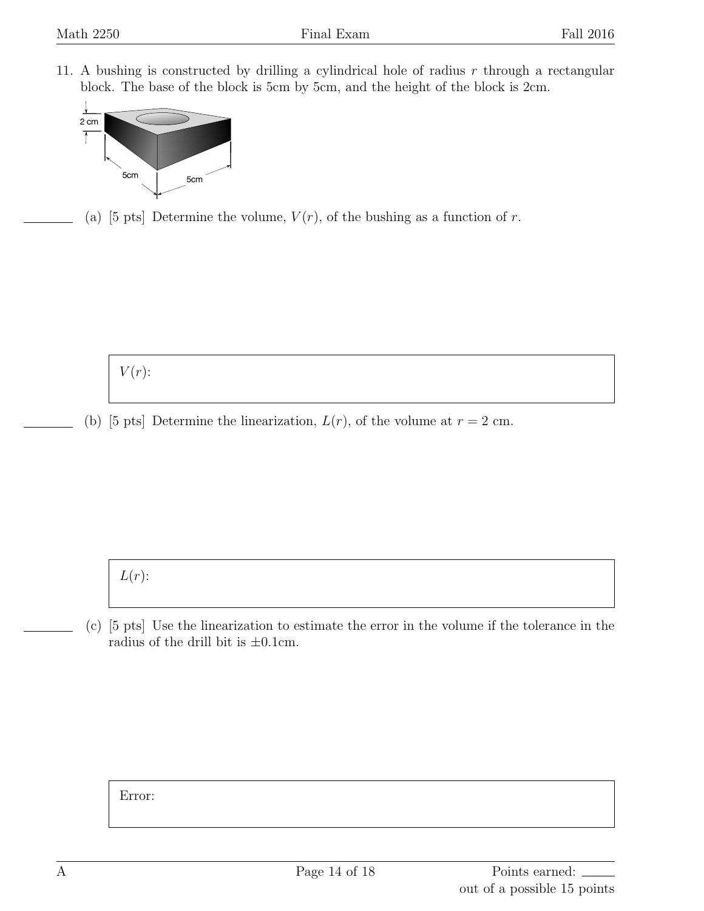11. A bushing is constructed by drilling a cylindrical hole of radius $r$ through a rectangular block. The base of the block is 5cm by 5cm, and the height of the block is 2cm.

(a) [5 pts] Determine the volume, $V(r)$, of the bushing as a function of $r$.

$V(r)$:

(b) [5 pts] Determine the linearization, $L(r)$, of the volume at $r = 2$ cm.

$L(r)$:

(c) [5 pts] Use the linearization to estimate the error in the volume if the tolerance in the radius of the drill bit is $\pm 0.1$cm.

Error:

Points earned: ______ out of a possible 15 points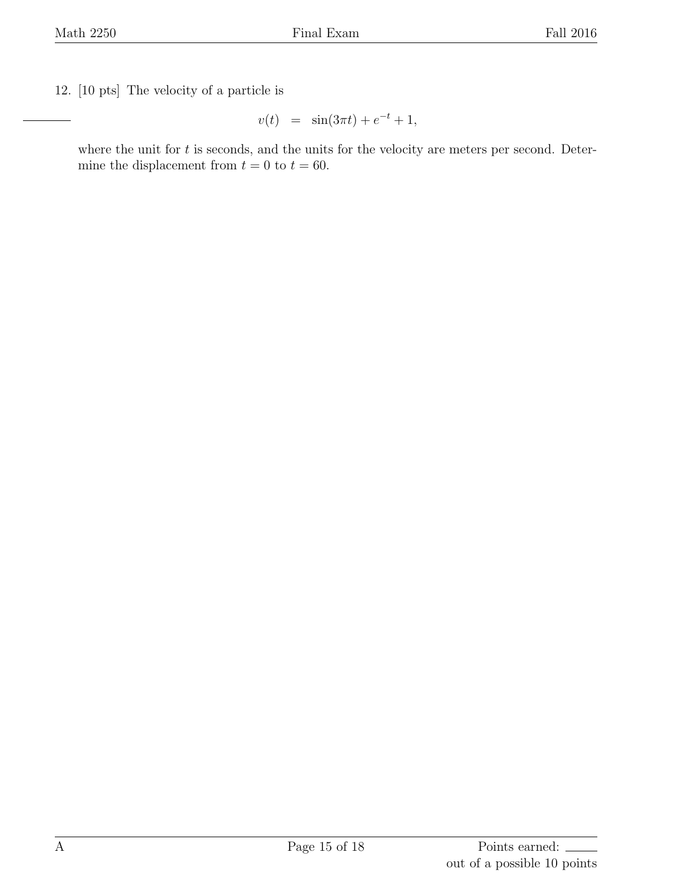12. [10 pts] The velocity of a particle is

$$v(t) \quad = \quad \sin(3\pi t) + e^{-t} + 1,$$

where the unit for $t$ is seconds, and the units for the velocity are meters per second. Determine the displacement from $t = 0$ to $t = 60$.

Points earned: ______ out of a possible 10 points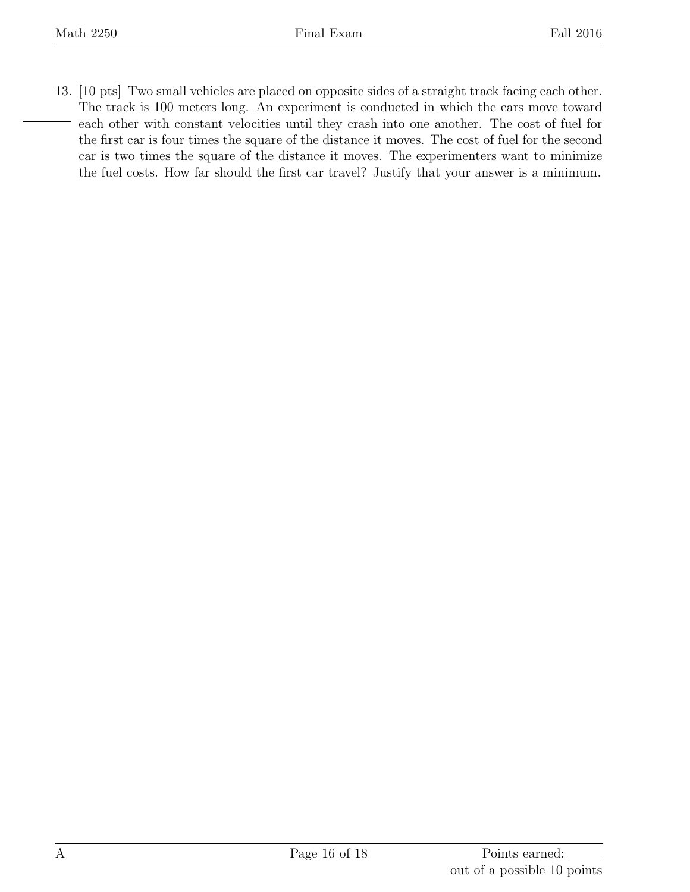13. [10 pts] Two small vehicles are placed on opposite sides of a straight track facing each other. The track is 100 meters long. An experiment is conducted in which the cars move toward each other with constant velocities until they crash into one another. The cost of fuel for the first car is four times the square of the distance it moves. The cost of fuel for the second car is two times the square of the distance it moves. The experimenters want to minimize the fuel costs. How far should the first car travel? Justify that your answer is a minimum.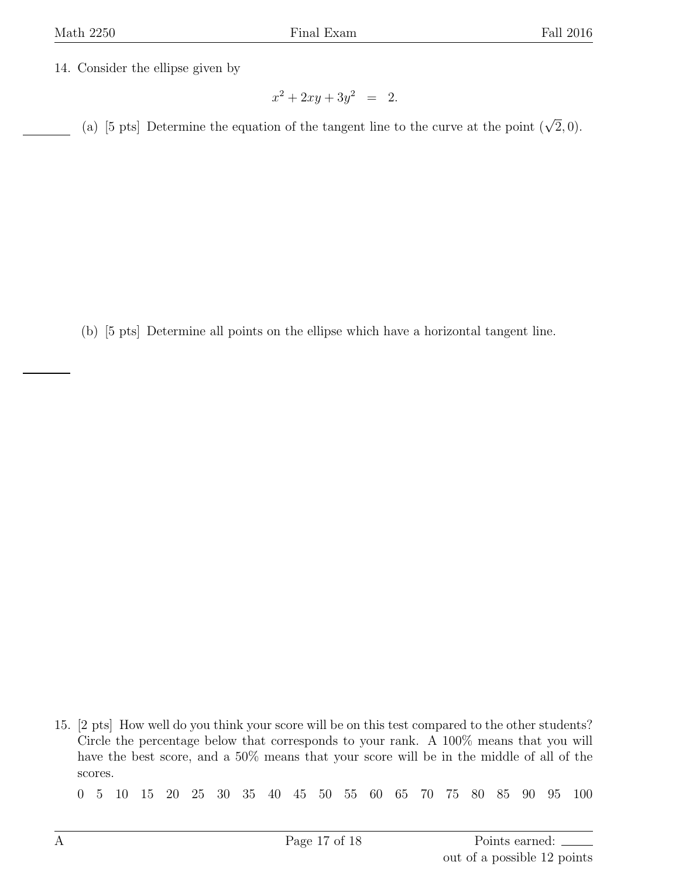14. Consider the ellipse given by

$$x^2 + 2xy + 3y^2 = 2.$$

(a) [5 pts] Determine the equation of the tangent line to the curve at the point $(\sqrt{2}, 0)$.

(b) [5 pts] Determine all points on the ellipse which have a horizontal tangent line.

15. [2 pts] How well do you think your score will be on this test compared to the other students? Circle the percentage below that corresponds to your rank. A 100% means that you will have the best score, and a 50% means that your score will be in the middle of all of the scores.

0 5 10 15 20 25 30 35 40 45 50 55 60 65 70 75 80 85 90 95 100

A

Points earned: \_\_\_\_\_ out of a possible 12 points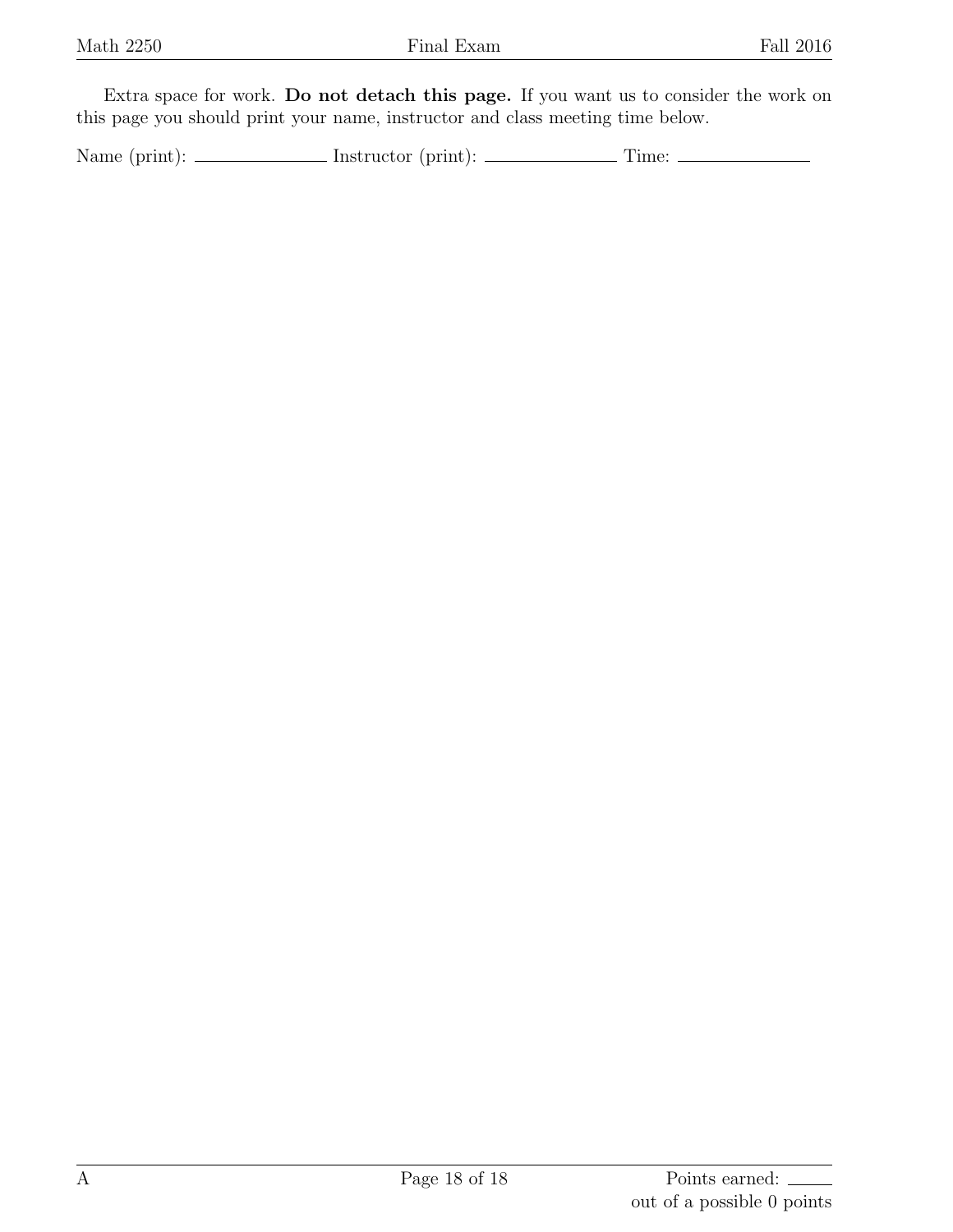Extra space for work. **Do not detach this page.** If you want us to consider the work on this page you should print your name, instructor and class meeting time below.

Name (print): ______________ Instructor (print): ______________ Time: ______________

Points earned: _____
out of a possible 0 points